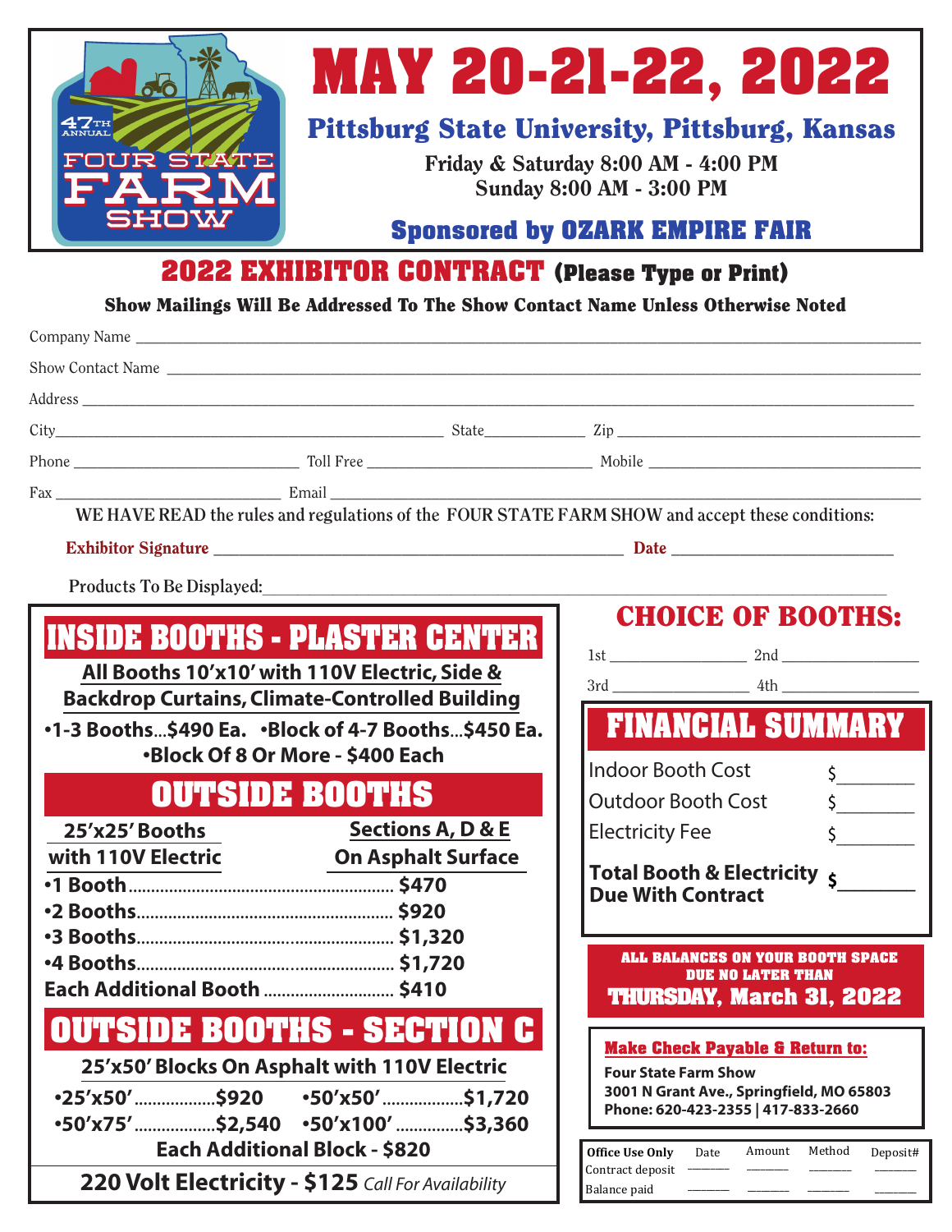47TH ANNUAL FOUR STATE FARM SHOW

# MAY 20-21-22, 2022

## Pittsburg State University, Pittsburg, Kansas

**Friday & Saturday 8:00 AM - 4:00 PM**
**Sunday 8:00 AM - 3:00 PM**

**Sponsored by OZARK EMPIRE FAIR**

## 2022 EXHIBITOR CONTRACT (Please Type or Print)

**Show Mailings Will Be Addressed To The Show Contact Name Unless Otherwise Noted**

Company Name ______________________________

Show Contact Name ______________________________

Address ______________________________

City______________________________ State____________ Zip ______________________________

Phone ______________________ Toll Free ______________________ Mobile ______________________

Fax ______________________ Email ______________________________

WE HAVE READ the rules and regulations of the FOUR STATE FARM SHOW and accept these conditions:

**Exhibitor Signature** ______________________________ **Date** ______________________

Products To Be Displayed:______________________________

## INSIDE BOOTHS - PLASTER CENTER

**All Booths 10'x10' with 110V Electric, Side & Backdrop Curtains, Climate-Controlled Building**

- **1-3 Booths...$490 Ea.**
- **Block of 4-7 Booths...$450 Ea.**
- **Block Of 8 Or More - $400 Each**

## OUTSIDE BOOTHS

**25'x25' Booths with 110V Electric** — **Sections A, D & E On Asphalt Surface**

- **1 Booth.......... $470**
- **2 Booths.......... $920**
- **3 Booths.......... $1,320**
- **4 Booths.......... $1,720**

**Each Additional Booth .......... $410**

## OUTSIDE BOOTHS - SECTION C

**25'x50' Blocks On Asphalt with 110V Electric**

- **25'x50'..........$920**
- **50'x50'..........$1,720**
- **50'x75'..........$2,540**
- **50'x100'..........$3,360**

**Each Additional Block - $820**

**220 Volt Electricity - $125** *Call For Availability*

## CHOICE OF BOOTHS:

1st ______________ 2nd ______________

3rd ______________ 4th ______________

## FINANCIAL SUMMARY

| | |
|---|---|
| Indoor Booth Cost | $________ |
| Outdoor Booth Cost | $________ |
| Electricity Fee | $________ |
| **Total Booth & Electricity Due With Contract** | **$________** |

**ALL BALANCES ON YOUR BOOTH SPACE DUE NO LATER THAN THURSDAY, March 31, 2022**

**Make Check Payable & Return to:**

**Four State Farm Show**
**3001 N Grant Ave., Springfield, MO 65803**
**Phone: 620-423-2355 | 417-833-2660**

| Office Use Only | Date | Amount | Method | Deposit# |
|---|---|---|---|---|
| Contract deposit | ______ | ______ | ______ | ______ |
| Balance paid | ______ | ______ | ______ | ______ |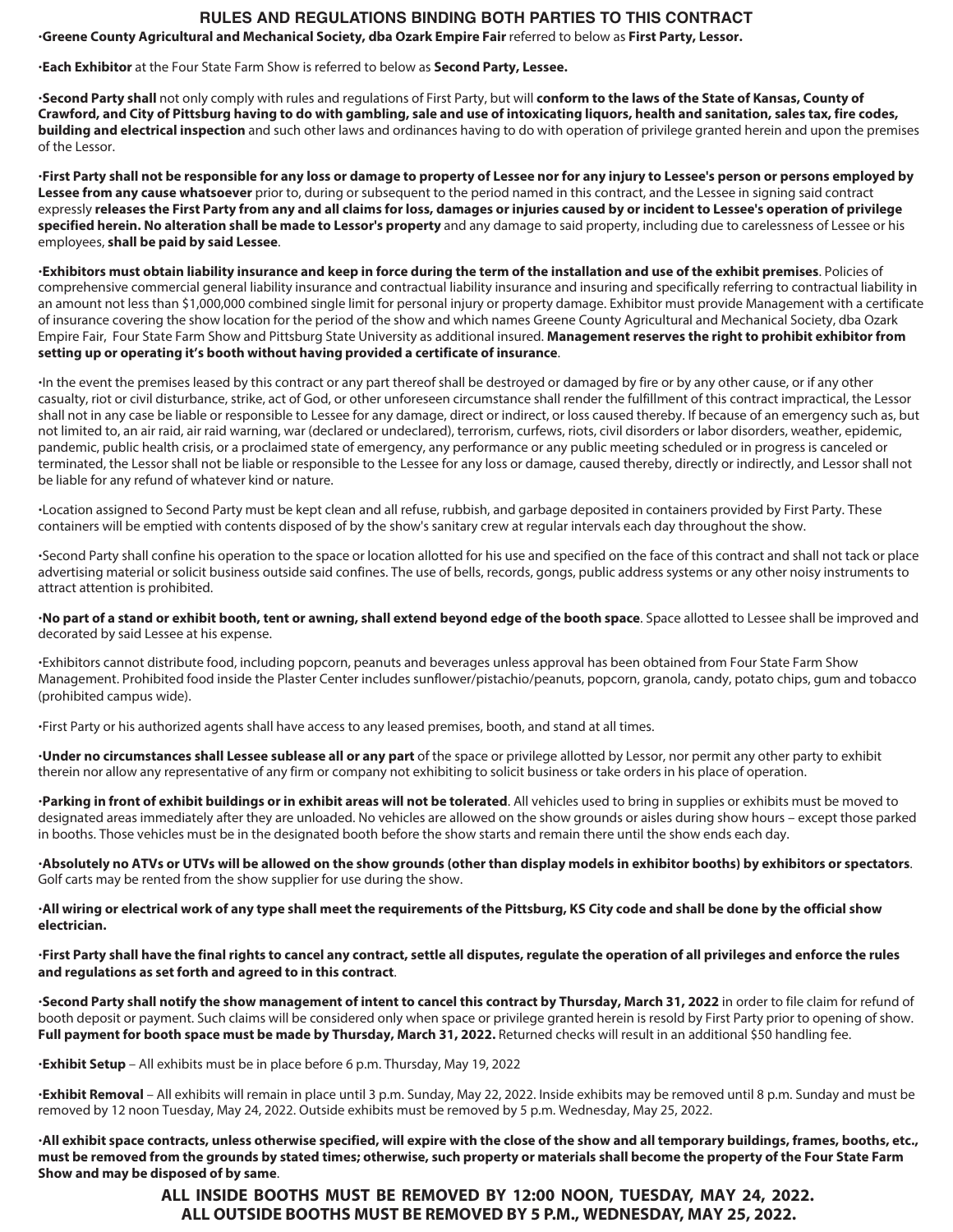## RULES AND REGULATIONS BINDING BOTH PARTIES TO THIS CONTRACT

•**Greene County Agricultural and Mechanical Society, dba Ozark Empire Fair** referred to below as **First Party, Lessor.**

•**Each Exhibitor** at the Four State Farm Show is referred to below as **Second Party, Lessee.**

•**Second Party shall** not only comply with rules and regulations of First Party, but will **conform to the laws of the State of Kansas, County of Crawford, and City of Pittsburg having to do with gambling, sale and use of intoxicating liquors, health and sanitation, sales tax, fire codes, building and electrical inspection** and such other laws and ordinances having to do with operation of privilege granted herein and upon the premises of the Lessor.

•**First Party shall not be responsible for any loss or damage to property of Lessee nor for any injury to Lessee's person or persons employed by Lessee from any cause whatsoever** prior to, during or subsequent to the period named in this contract, and the Lessee in signing said contract expressly **releases the First Party from any and all claims for loss, damages or injuries caused by or incident to Lessee's operation of privilege specified herein. No alteration shall be made to Lessor's property** and any damage to said property, including due to carelessness of Lessee or his employees, **shall be paid by said Lessee**.

•**Exhibitors must obtain liability insurance and keep in force during the term of the installation and use of the exhibit premises**. Policies of comprehensive commercial general liability insurance and contractual liability insurance and insuring and specifically referring to contractual liability in an amount not less than $1,000,000 combined single limit for personal injury or property damage. Exhibitor must provide Management with a certificate of insurance covering the show location for the period of the show and which names Greene County Agricultural and Mechanical Society, dba Ozark Empire Fair, Four State Farm Show and Pittsburg State University as additional insured. **Management reserves the right to prohibit exhibitor from setting up or operating it's booth without having provided a certificate of insurance**.

•In the event the premises leased by this contract or any part thereof shall be destroyed or damaged by fire or by any other cause, or if any other casualty, riot or civil disturbance, strike, act of God, or other unforeseen circumstance shall render the fulfillment of this contract impractical, the Lessor shall not in any case be liable or responsible to Lessee for any damage, direct or indirect, or loss caused thereby. If because of an emergency such as, but not limited to, an air raid, air raid warning, war (declared or undeclared), terrorism, curfews, riots, civil disorders or labor disorders, weather, epidemic, pandemic, public health crisis, or a proclaimed state of emergency, any performance or any public meeting scheduled or in progress is canceled or terminated, the Lessor shall not be liable or responsible to the Lessee for any loss or damage, caused thereby, directly or indirectly, and Lessor shall not be liable for any refund of whatever kind or nature.

•Location assigned to Second Party must be kept clean and all refuse, rubbish, and garbage deposited in containers provided by First Party. These containers will be emptied with contents disposed of by the show's sanitary crew at regular intervals each day throughout the show.

•Second Party shall confine his operation to the space or location allotted for his use and specified on the face of this contract and shall not tack or place advertising material or solicit business outside said confines. The use of bells, records, gongs, public address systems or any other noisy instruments to attract attention is prohibited.

•**No part of a stand or exhibit booth, tent or awning, shall extend beyond edge of the booth space**. Space allotted to Lessee shall be improved and decorated by said Lessee at his expense.

•Exhibitors cannot distribute food, including popcorn, peanuts and beverages unless approval has been obtained from Four State Farm Show Management. Prohibited food inside the Plaster Center includes sunflower/pistachio/peanuts, popcorn, granola, candy, potato chips, gum and tobacco (prohibited campus wide).

•First Party or his authorized agents shall have access to any leased premises, booth, and stand at all times.

•**Under no circumstances shall Lessee sublease all or any part** of the space or privilege allotted by Lessor, nor permit any other party to exhibit therein nor allow any representative of any firm or company not exhibiting to solicit business or take orders in his place of operation.

•**Parking in front of exhibit buildings or in exhibit areas will not be tolerated**. All vehicles used to bring in supplies or exhibits must be moved to designated areas immediately after they are unloaded. No vehicles are allowed on the show grounds or aisles during show hours – except those parked in booths. Those vehicles must be in the designated booth before the show starts and remain there until the show ends each day.

•**Absolutely no ATVs or UTVs will be allowed on the show grounds (other than display models in exhibitor booths) by exhibitors or spectators**. Golf carts may be rented from the show supplier for use during the show.

•**All wiring or electrical work of any type shall meet the requirements of the Pittsburg, KS City code and shall be done by the official show electrician.**

•**First Party shall have the final rights to cancel any contract, settle all disputes, regulate the operation of all privileges and enforce the rules and regulations as set forth and agreed to in this contract**.

•**Second Party shall notify the show management of intent to cancel this contract by Thursday, March 31, 2022** in order to file claim for refund of booth deposit or payment. Such claims will be considered only when space or privilege granted herein is resold by First Party prior to opening of show. **Full payment for booth space must be made by Thursday, March 31, 2022.** Returned checks will result in an additional $50 handling fee.

•**Exhibit Setup** – All exhibits must be in place before 6 p.m. Thursday, May 19, 2022

•**Exhibit Removal** – All exhibits will remain in place until 3 p.m. Sunday, May 22, 2022. Inside exhibits may be removed until 8 p.m. Sunday and must be removed by 12 noon Tuesday, May 24, 2022. Outside exhibits must be removed by 5 p.m. Wednesday, May 25, 2022.

•**All exhibit space contracts, unless otherwise specified, will expire with the close of the show and all temporary buildings, frames, booths, etc., must be removed from the grounds by stated times; otherwise, such property or materials shall become the property of the Four State Farm Show and may be disposed of by same**.

**ALL INSIDE BOOTHS MUST BE REMOVED BY 12:00 NOON, TUESDAY, MAY 24, 2022.**
**ALL OUTSIDE BOOTHS MUST BE REMOVED BY 5 P.M., WEDNESDAY, MAY 25, 2022.**